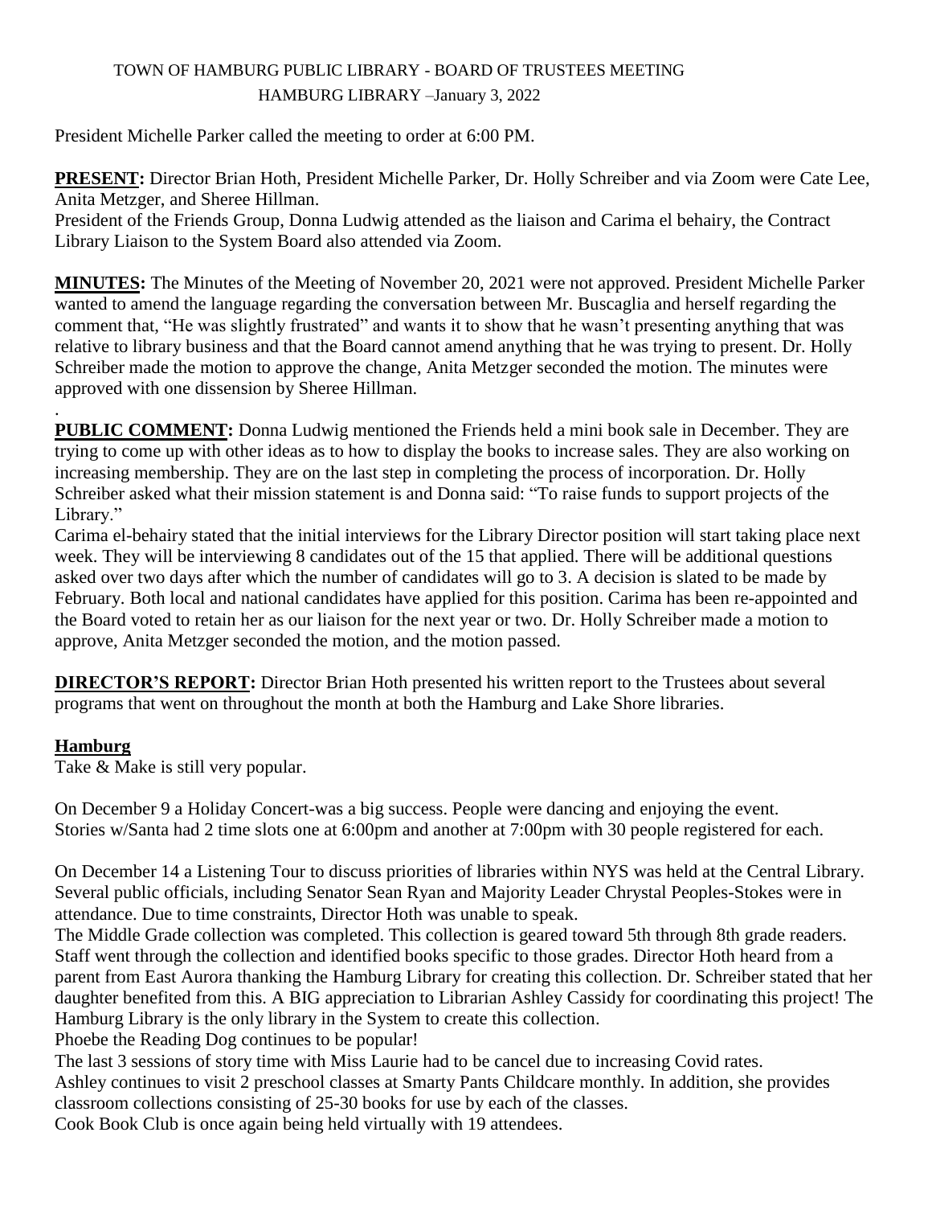# TOWN OF HAMBURG PUBLIC LIBRARY - BOARD OF TRUSTEES MEETING

## HAMBURG LIBRARY –January 3, 2022

President Michelle Parker called the meeting to order at 6:00 PM.

**PRESENT:** Director Brian Hoth, President Michelle Parker, Dr. Holly Schreiber and via Zoom were Cate Lee, Anita Metzger, and Sheree Hillman.

President of the Friends Group, Donna Ludwig attended as the liaison and Carima el behairy, the Contract Library Liaison to the System Board also attended via Zoom.

**MINUTES:** The Minutes of the Meeting of November 20, 2021 were not approved. President Michelle Parker wanted to amend the language regarding the conversation between Mr. Buscaglia and herself regarding the comment that, "He was slightly frustrated" and wants it to show that he wasn't presenting anything that was relative to library business and that the Board cannot amend anything that he was trying to present. Dr. Holly Schreiber made the motion to approve the change, Anita Metzger seconded the motion. The minutes were approved with one dissension by Sheree Hillman.

.

**PUBLIC COMMENT:** Donna Ludwig mentioned the Friends held a mini book sale in December. They are trying to come up with other ideas as to how to display the books to increase sales. They are also working on increasing membership. They are on the last step in completing the process of incorporation. Dr. Holly Schreiber asked what their mission statement is and Donna said: "To raise funds to support projects of the Library."

Carima el-behairy stated that the initial interviews for the Library Director position will start taking place next week. They will be interviewing 8 candidates out of the 15 that applied. There will be additional questions asked over two days after which the number of candidates will go to 3. A decision is slated to be made by February. Both local and national candidates have applied for this position. Carima has been re-appointed and the Board voted to retain her as our liaison for the next year or two. Dr. Holly Schreiber made a motion to approve, Anita Metzger seconded the motion, and the motion passed.

**DIRECTOR'S REPORT:** Director Brian Hoth presented his written report to the Trustees about several programs that went on throughout the month at both the Hamburg and Lake Shore libraries.

### Hamburg

Take & Make is still very popular.

On December 9 a Holiday Concert-was a big success. People were dancing and enjoying the event.
Stories w/Santa had 2 time slots one at 6:00pm and another at 7:00pm with 30 people registered for each.

On December 14 a Listening Tour to discuss priorities of libraries within NYS was held at the Central Library. Several public officials, including Senator Sean Ryan and Majority Leader Chrystal Peoples-Stokes were in attendance. Due to time constraints, Director Hoth was unable to speak.

The Middle Grade collection was completed. This collection is geared toward 5th through 8th grade readers. Staff went through the collection and identified books specific to those grades. Director Hoth heard from a parent from East Aurora thanking the Hamburg Library for creating this collection. Dr. Schreiber stated that her daughter benefited from this. A BIG appreciation to Librarian Ashley Cassidy for coordinating this project! The Hamburg Library is the only library in the System to create this collection.

Phoebe the Reading Dog continues to be popular!

The last 3 sessions of story time with Miss Laurie had to be cancel due to increasing Covid rates.

Ashley continues to visit 2 preschool classes at Smarty Pants Childcare monthly. In addition, she provides classroom collections consisting of 25-30 books for use by each of the classes.

Cook Book Club is once again being held virtually with 19 attendees.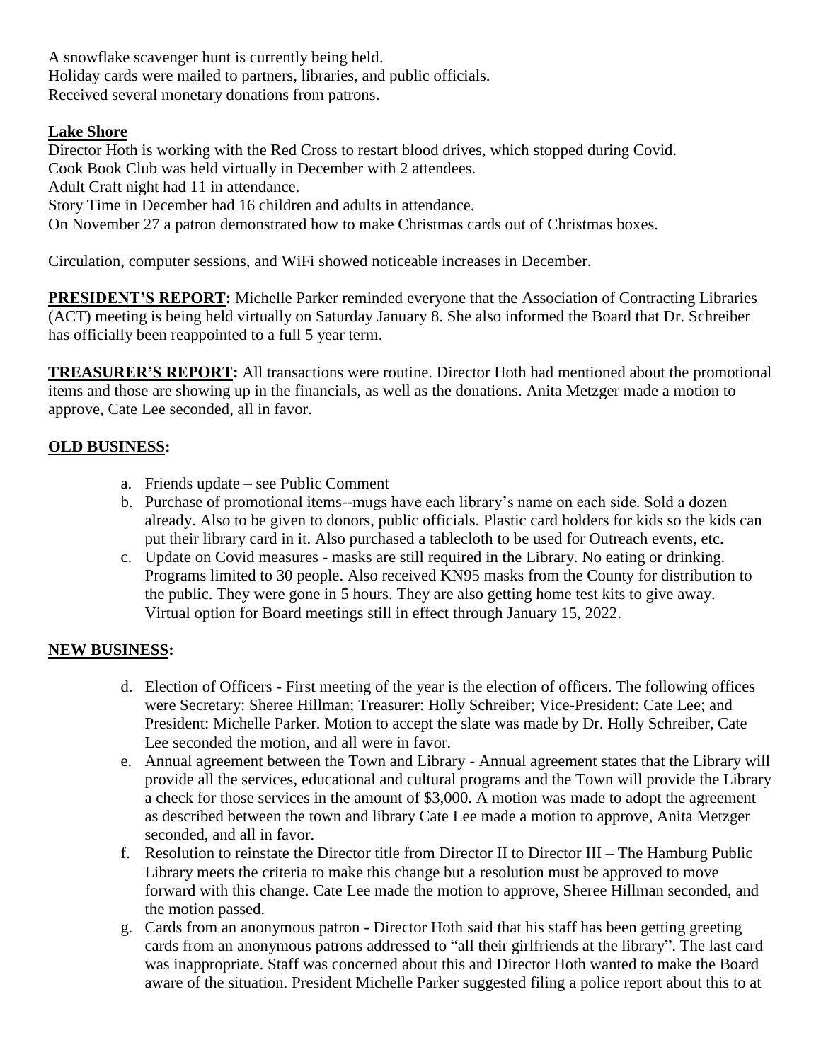A snowflake scavenger hunt is currently being held.
Holiday cards were mailed to partners, libraries, and public officials.
Received several monetary donations from patrons.

**Lake Shore**

Director Hoth is working with the Red Cross to restart blood drives, which stopped during Covid.
Cook Book Club was held virtually in December with 2 attendees.
Adult Craft night had 11 in attendance.
Story Time in December had 16 children and adults in attendance.
On November 27 a patron demonstrated how to make Christmas cards out of Christmas boxes.

Circulation, computer sessions, and WiFi showed noticeable increases in December.

**PRESIDENT'S REPORT:** Michelle Parker reminded everyone that the Association of Contracting Libraries (ACT) meeting is being held virtually on Saturday January 8. She also informed the Board that Dr. Schreiber has officially been reappointed to a full 5 year term.

**TREASURER'S REPORT:** All transactions were routine. Director Hoth had mentioned about the promotional items and those are showing up in the financials, as well as the donations. Anita Metzger made a motion to approve, Cate Lee seconded, all in favor.

**OLD BUSINESS:**

a. Friends update – see Public Comment
b. Purchase of promotional items--mugs have each library's name on each side. Sold a dozen already. Also to be given to donors, public officials. Plastic card holders for kids so the kids can put their library card in it. Also purchased a tablecloth to be used for Outreach events, etc.
c. Update on Covid measures - masks are still required in the Library. No eating or drinking. Programs limited to 30 people. Also received KN95 masks from the County for distribution to the public. They were gone in 5 hours. They are also getting home test kits to give away. Virtual option for Board meetings still in effect through January 15, 2022.

**NEW BUSINESS:**

d. Election of Officers - First meeting of the year is the election of officers. The following offices were Secretary: Sheree Hillman; Treasurer: Holly Schreiber; Vice-President: Cate Lee; and President: Michelle Parker. Motion to accept the slate was made by Dr. Holly Schreiber, Cate Lee seconded the motion, and all were in favor.
e. Annual agreement between the Town and Library - Annual agreement states that the Library will provide all the services, educational and cultural programs and the Town will provide the Library a check for those services in the amount of $3,000. A motion was made to adopt the agreement as described between the town and library Cate Lee made a motion to approve, Anita Metzger seconded, and all in favor.
f. Resolution to reinstate the Director title from Director II to Director III – The Hamburg Public Library meets the criteria to make this change but a resolution must be approved to move forward with this change. Cate Lee made the motion to approve, Sheree Hillman seconded, and the motion passed.
g. Cards from an anonymous patron - Director Hoth said that his staff has been getting greeting cards from an anonymous patrons addressed to "all their girlfriends at the library". The last card was inappropriate. Staff was concerned about this and Director Hoth wanted to make the Board aware of the situation. President Michelle Parker suggested filing a police report about this to at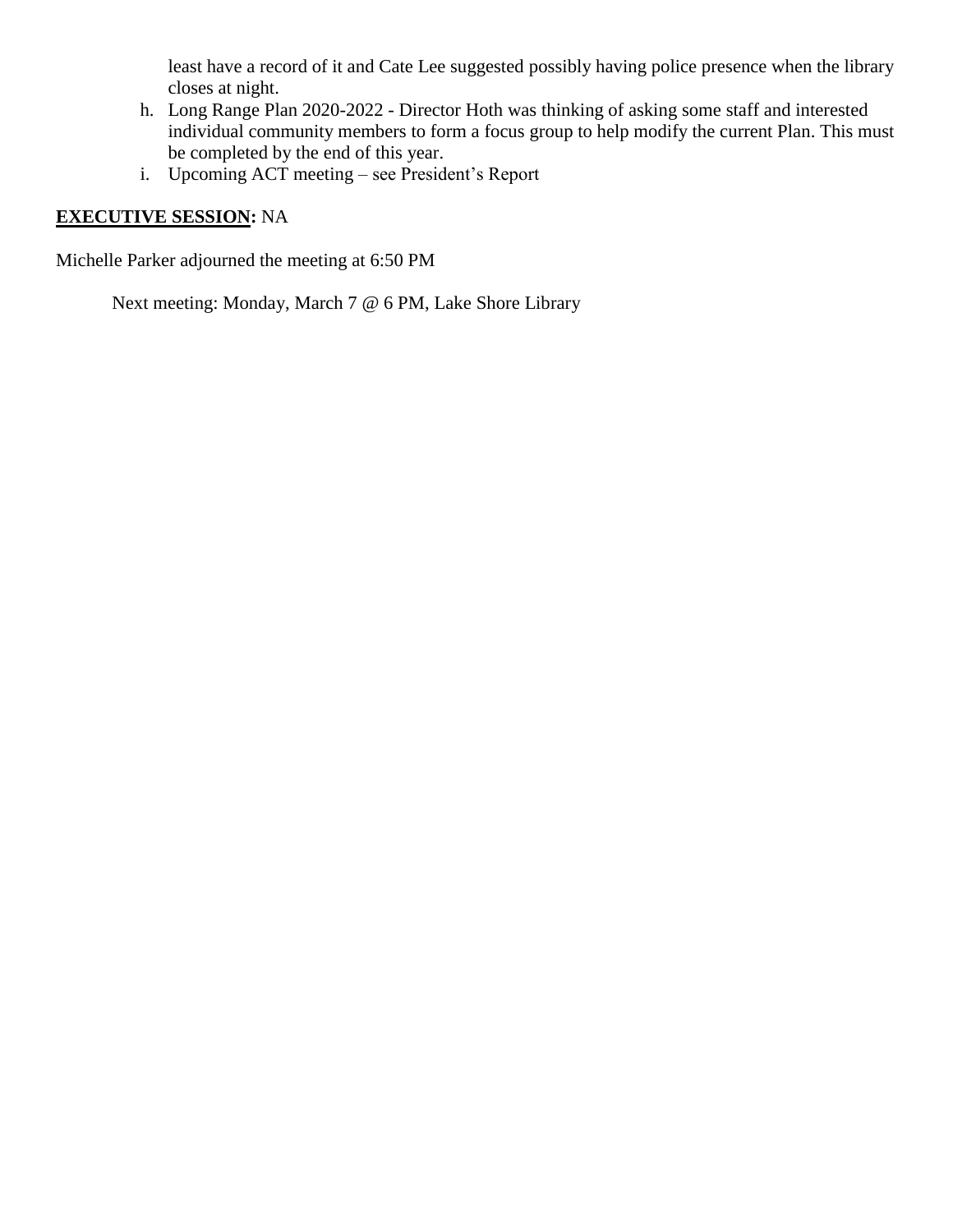least have a record of it and Cate Lee suggested possibly having police presence when the library closes at night.

h. Long Range Plan 2020-2022 - Director Hoth was thinking of asking some staff and interested individual community members to form a focus group to help modify the current Plan. This must be completed by the end of this year.
i. Upcoming ACT meeting – see President's Report

**EXECUTIVE SESSION:** NA

Michelle Parker adjourned the meeting at 6:50 PM

Next meeting: Monday, March 7 @ 6 PM, Lake Shore Library